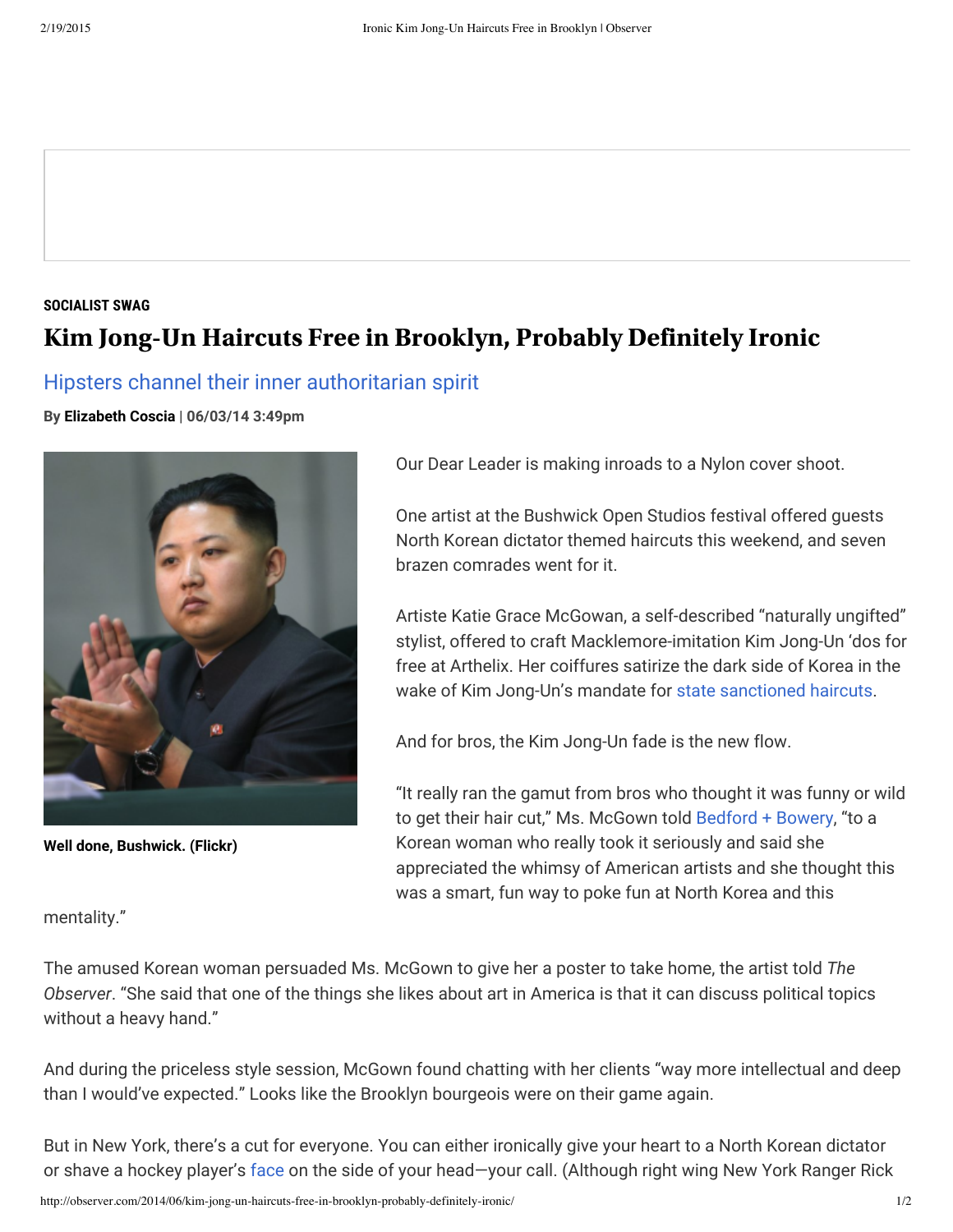SOCIALIST SWAG

# Kim Jong-Un Haircuts Free in Brooklyn, Probably Definitely Ironic

## Hipsters channel their inner authoritarian spirit

**By Elizabeth Coscia | 06/03/14 3:49pm**

**Well done, Bushwick. (Flickr)**

Our Dear Leader is making inroads to a Nylon cover shoot.

One artist at the Bushwick Open Studios festival offered guests North Korean dictator themed haircuts this weekend, and seven brazen comrades went for it.

Artiste Katie Grace McGowan, a self-described "naturally ungifted" stylist, offered to craft Macklemore-imitation Kim Jong-Un 'dos for free at Arthelix. Her coiffures satirize the dark side of Korea in the wake of Kim Jong-Un's mandate for state sanctioned haircuts.

And for bros, the Kim Jong-Un fade is the new flow.

"It really ran the gamut from bros who thought it was funny or wild to get their hair cut," Ms. McGown told Bedford + Bowery, "to a Korean woman who really took it seriously and said she appreciated the whimsy of American artists and she thought this was a smart, fun way to poke fun at North Korea and this mentality."

The amused Korean woman persuaded Ms. McGown to give her a poster to take home, the artist told *The Observer*. "She said that one of the things she likes about art in America is that it can discuss political topics without a heavy hand."

And during the priceless style session, McGown found chatting with her clients "way more intellectual and deep than I would've expected." Looks like the Brooklyn bourgeois were on their game again.

But in New York, there's a cut for everyone. You can either ironically give your heart to a North Korean dictator or shave a hockey player's face on the side of your head—your call. (Although right wing New York Ranger Rick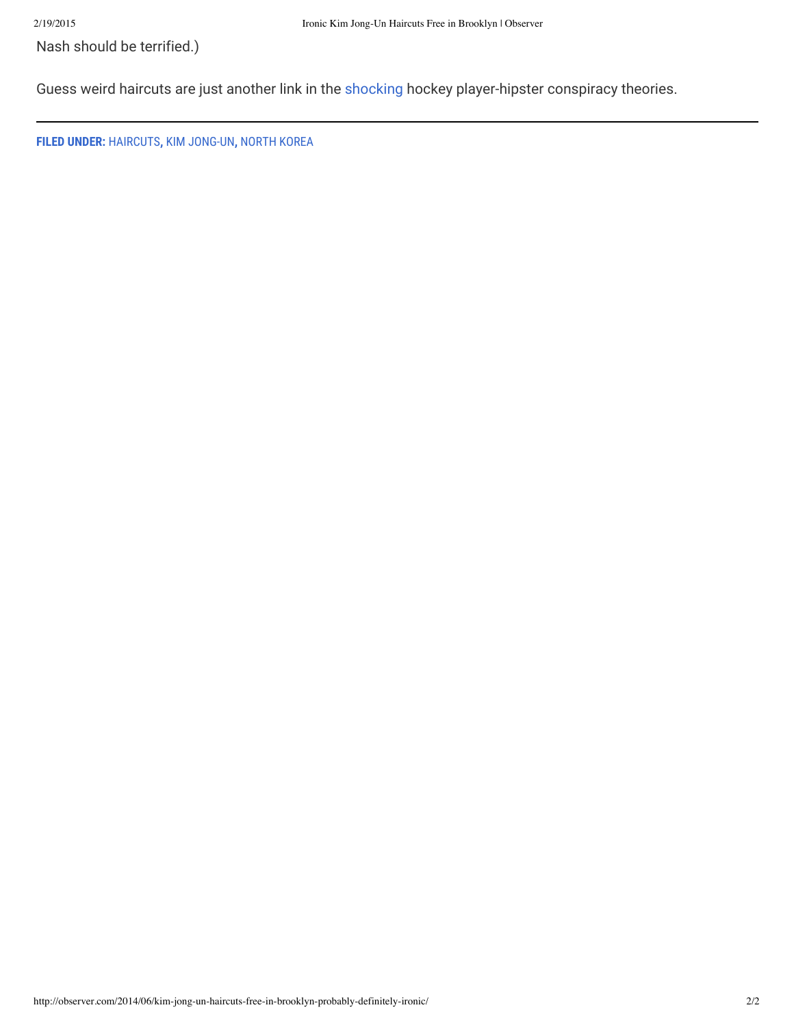Nash should be terrified.)

Guess weird haircuts are just another link in the shocking hockey player-hipster conspiracy theories.

---

**FILED UNDER:** HAIRCUTS, KIM JONG-UN, NORTH KOREA